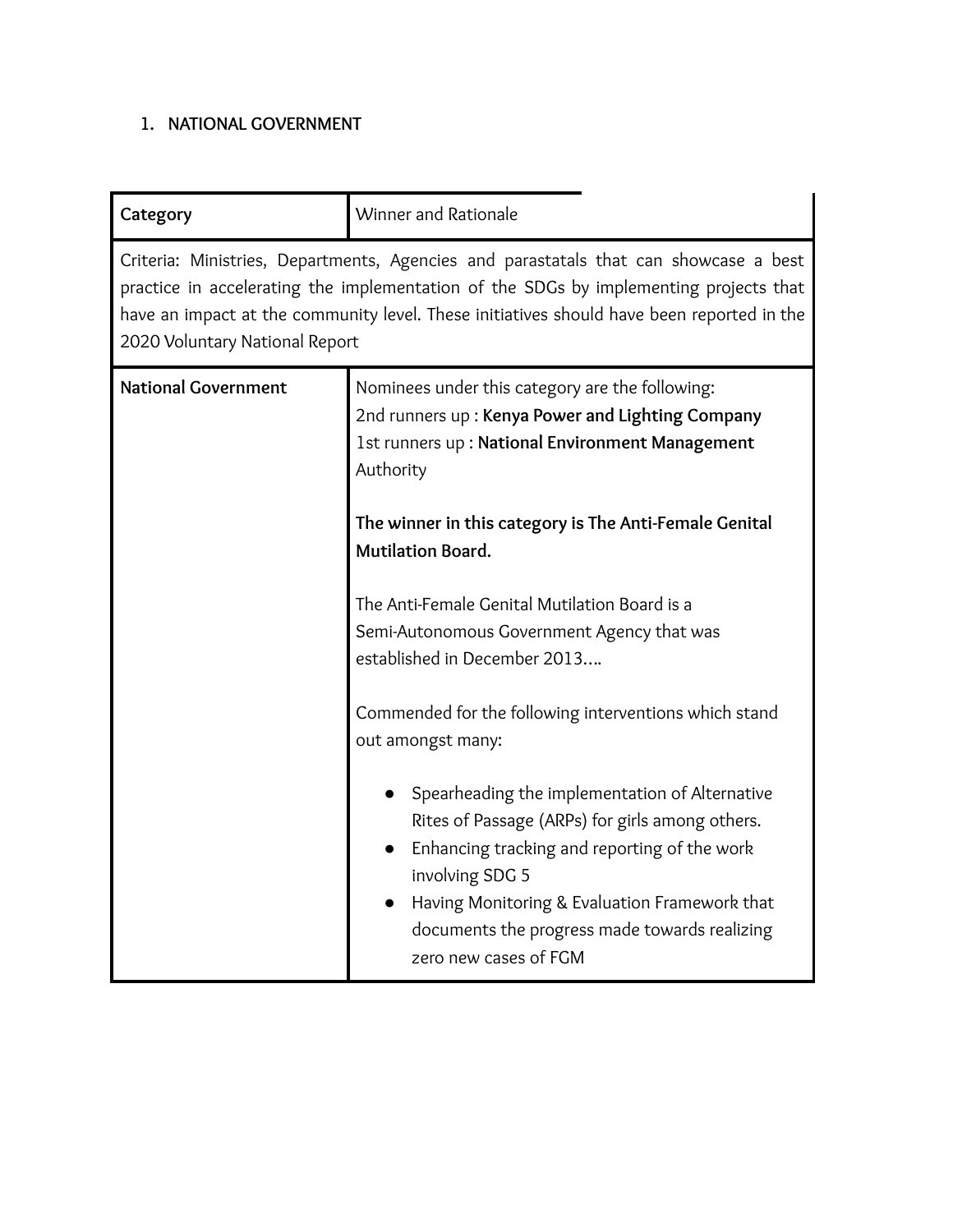1. NATIONAL GOVERNMENT

| **Category** | Winner and Rationale |
|---|---|
| Criteria: Ministries, Departments, Agencies and parastatals that can showcase a best practice in accelerating the implementation of the SDGs by implementing projects that have an impact at the community level. These initiatives should have been reported in the 2020 Voluntary National Report | |
| **National Government** | Nominees under this category are the following:<br>2nd runners up : **Kenya Power and Lighting Company**<br>1st runners up : **National Environment Management** Authority<br><br>**The winner in this category is The Anti-Female Genital Mutilation Board.**<br><br>The Anti-Female Genital Mutilation Board is a Semi-Autonomous Government Agency that was established in December 2013….<br><br>Commended for the following interventions which stand out amongst many:<br><br>● Spearheading the implementation of Alternative Rites of Passage (ARPs) for girls among others.<br>● Enhancing tracking and reporting of the work involving SDG 5<br>● Having Monitoring & Evaluation Framework that documents the progress made towards realizing zero new cases of FGM |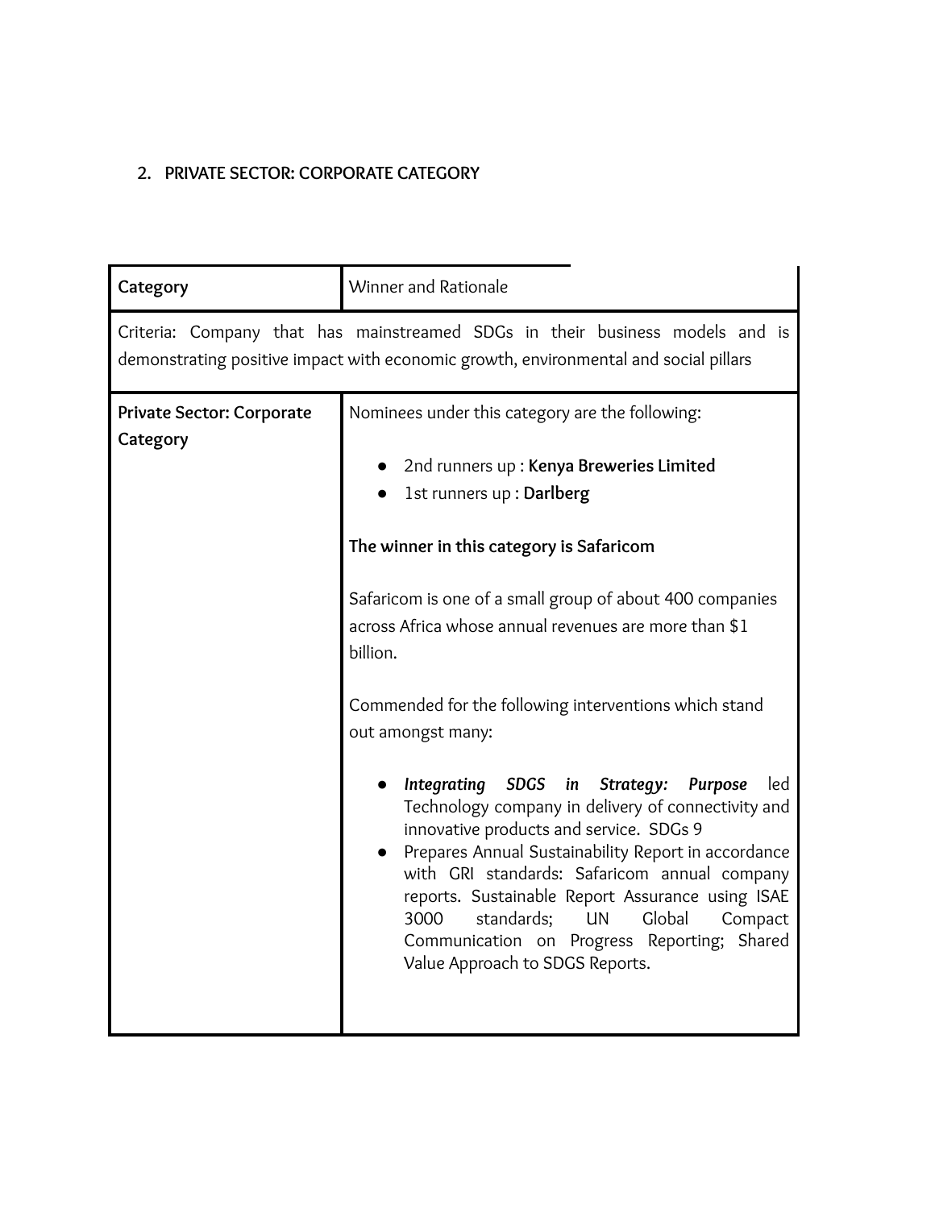2. PRIVATE SECTOR: CORPORATE CATEGORY

| **Category** | Winner and Rationale |
| --- | --- |
| Criteria: Company that has mainstreamed SDGs in their business models and is demonstrating positive impact with economic growth, environmental and social pillars | |
| **Private Sector: Corporate Category** | Nominees under this category are the following:<br><br>● 2nd runners up : **Kenya Breweries Limited**<br>● 1st runners up : **Darlberg**<br><br>**The winner in this category is Safaricom**<br><br>Safaricom is one of a small group of about 400 companies across Africa whose annual revenues are more than $1 billion.<br><br>Commended for the following interventions which stand out amongst many:<br><br>● ***Integrating SDGS in Strategy: Purpose*** led Technology company in delivery of connectivity and innovative products and service. SDGs 9<br>● Prepares Annual Sustainability Report in accordance with GRI standards: Safaricom annual company reports. Sustainable Report Assurance using ISAE 3000 standards; UN Global Compact Communication on Progress Reporting; Shared Value Approach to SDGS Reports. |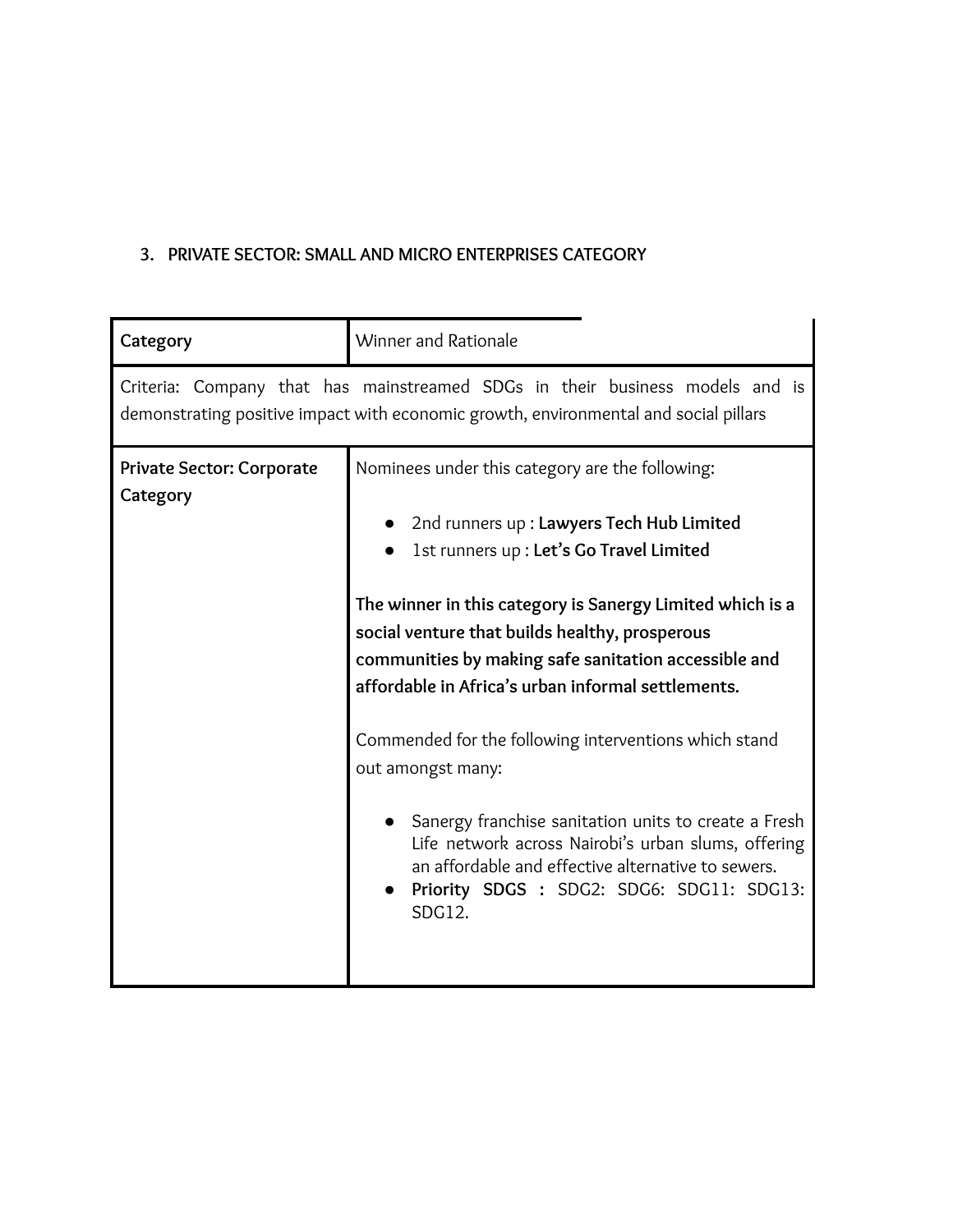3. PRIVATE SECTOR: SMALL AND MICRO ENTERPRISES CATEGORY

| **Category** | Winner and Rationale |
|---|---|
| Criteria: Company that has mainstreamed SDGs in their business models and is demonstrating positive impact with economic growth, environmental and social pillars | |
| **Private Sector: Corporate Category** | Nominees under this category are the following:<br><br>● 2nd runners up : **Lawyers Tech Hub Limited**<br>● 1st runners up : **Let's Go Travel Limited**<br><br>**The winner in this category is Sanergy Limited which is a social venture that builds healthy, prosperous communities by making safe sanitation accessible and affordable in Africa's urban informal settlements.**<br><br>Commended for the following interventions which stand out amongst many:<br><br>● Sanergy franchise sanitation units to create a Fresh Life network across Nairobi's urban slums, offering an affordable and effective alternative to sewers.<br>● **Priority SDGS :** SDG2: SDG6: SDG11: SDG13: SDG12. |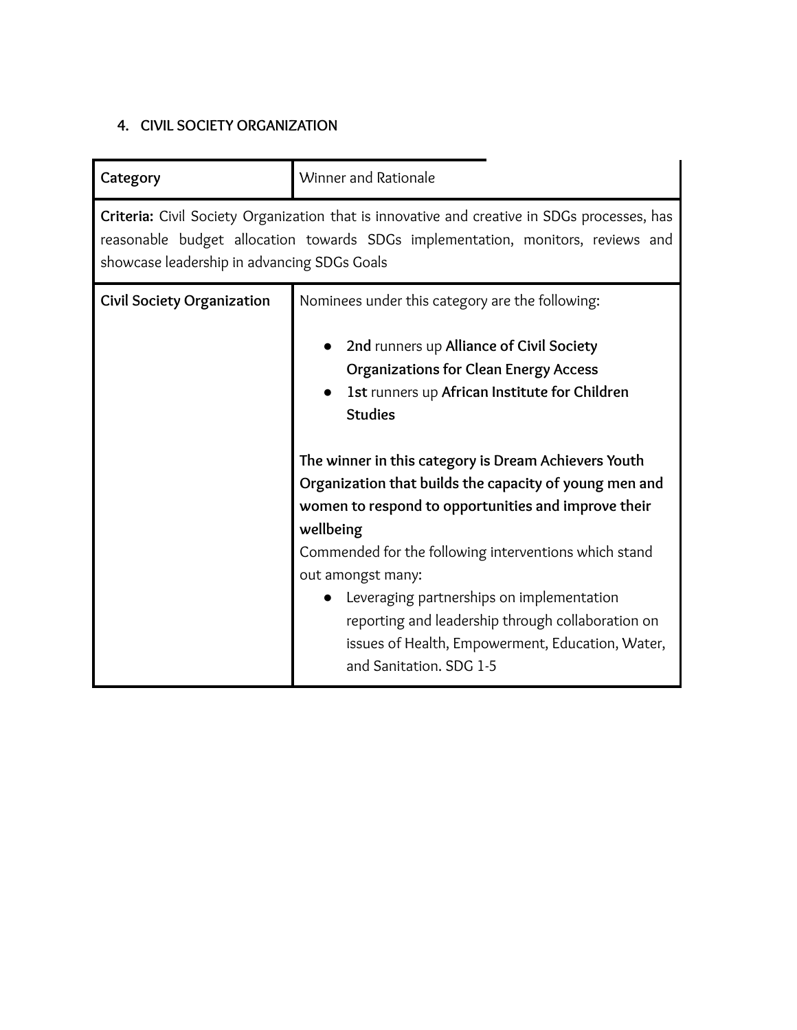## 4. CIVIL SOCIETY ORGANIZATION

| **Category** | Winner and Rationale |
| --- | --- |
| **Criteria:** Civil Society Organization that is innovative and creative in SDGs processes, has reasonable budget allocation towards SDGs implementation, monitors, reviews and showcase leadership in advancing SDGs Goals | |
| **Civil Society Organization** | Nominees under this category are the following:<br><br>• **2nd** runners up **Alliance of Civil Society Organizations for Clean Energy Access**<br>• **1st** runners up **African Institute for Children Studies**<br><br>**The winner in this category is Dream Achievers Youth Organization that builds the capacity of young men and women to respond to opportunities and improve their wellbeing**<br>Commended for the following interventions which stand out amongst many:<br>• Leveraging partnerships on implementation reporting and leadership through collaboration on issues of Health, Empowerment, Education, Water, and Sanitation. SDG 1-5 |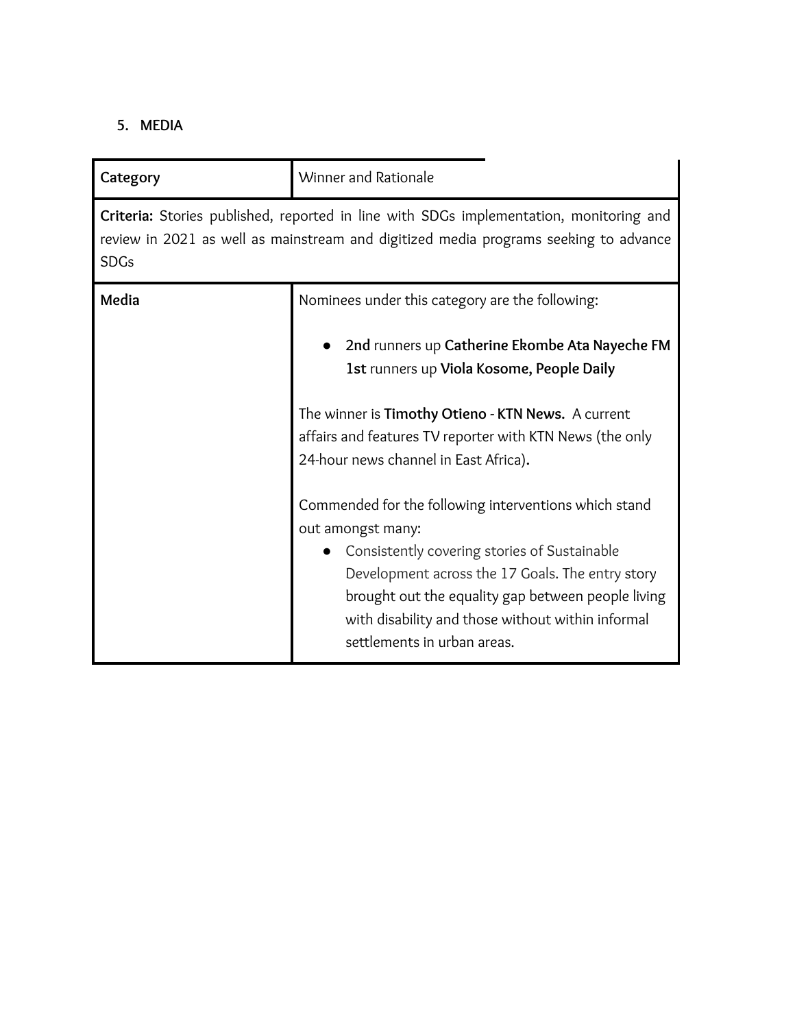5. MEDIA

| Category | Winner and Rationale |
| --- | --- |
| **Criteria:** Stories published, reported in line with SDGs implementation, monitoring and review in 2021 as well as mainstream and digitized media programs seeking to advance SDGs | |
| **Media** | Nominees under this category are the following:<br><br>• **2nd** runners up **Catherine Ekombe Ata Nayeche FM** **1st** runners up **Viola Kosome, People Daily**<br><br>The winner is **Timothy Otieno - KTN News.** A current affairs and features TV reporter with KTN News (the only 24-hour news channel in East Africa).<br><br>Commended for the following interventions which stand out amongst many:<br>• Consistently covering stories of Sustainable Development across the 17 Goals. The entry story brought out the equality gap between people living with disability and those without within informal settlements in urban areas. |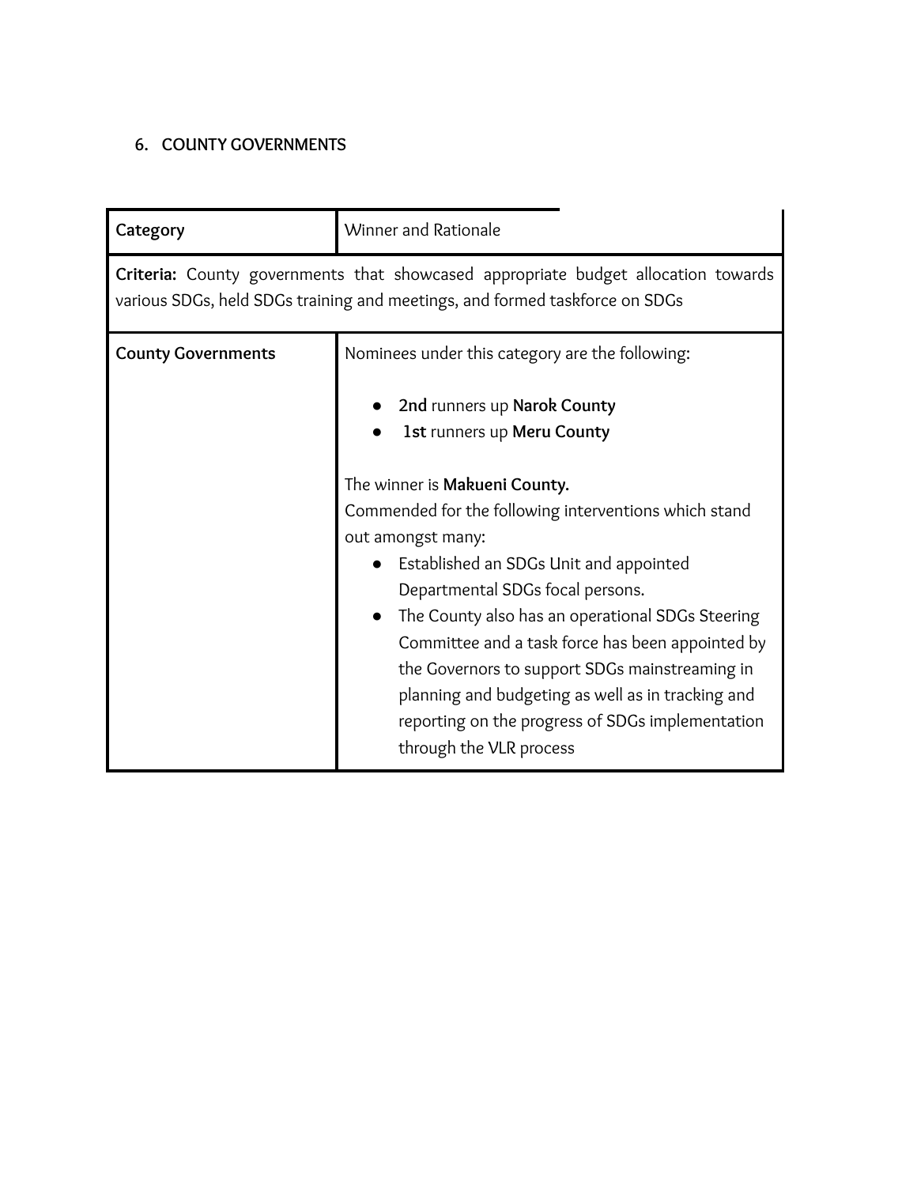## 6. COUNTY GOVERNMENTS

| Category | Winner and Rationale |
| --- | --- |
| **Criteria:** County governments that showcased appropriate budget allocation towards various SDGs, held SDGs training and meetings, and formed taskforce on SDGs | |
| **County Governments** | Nominees under this category are the following:<br><br>• **2nd** runners up **Narok County**<br>• **1st** runners up **Meru County**<br><br>The winner is **Makueni County.**<br>Commended for the following interventions which stand out amongst many:<br>• Established an SDGs Unit and appointed Departmental SDGs focal persons.<br>• The County also has an operational SDGs Steering Committee and a task force has been appointed by the Governors to support SDGs mainstreaming in planning and budgeting as well as in tracking and reporting on the progress of SDGs implementation through the VLR process |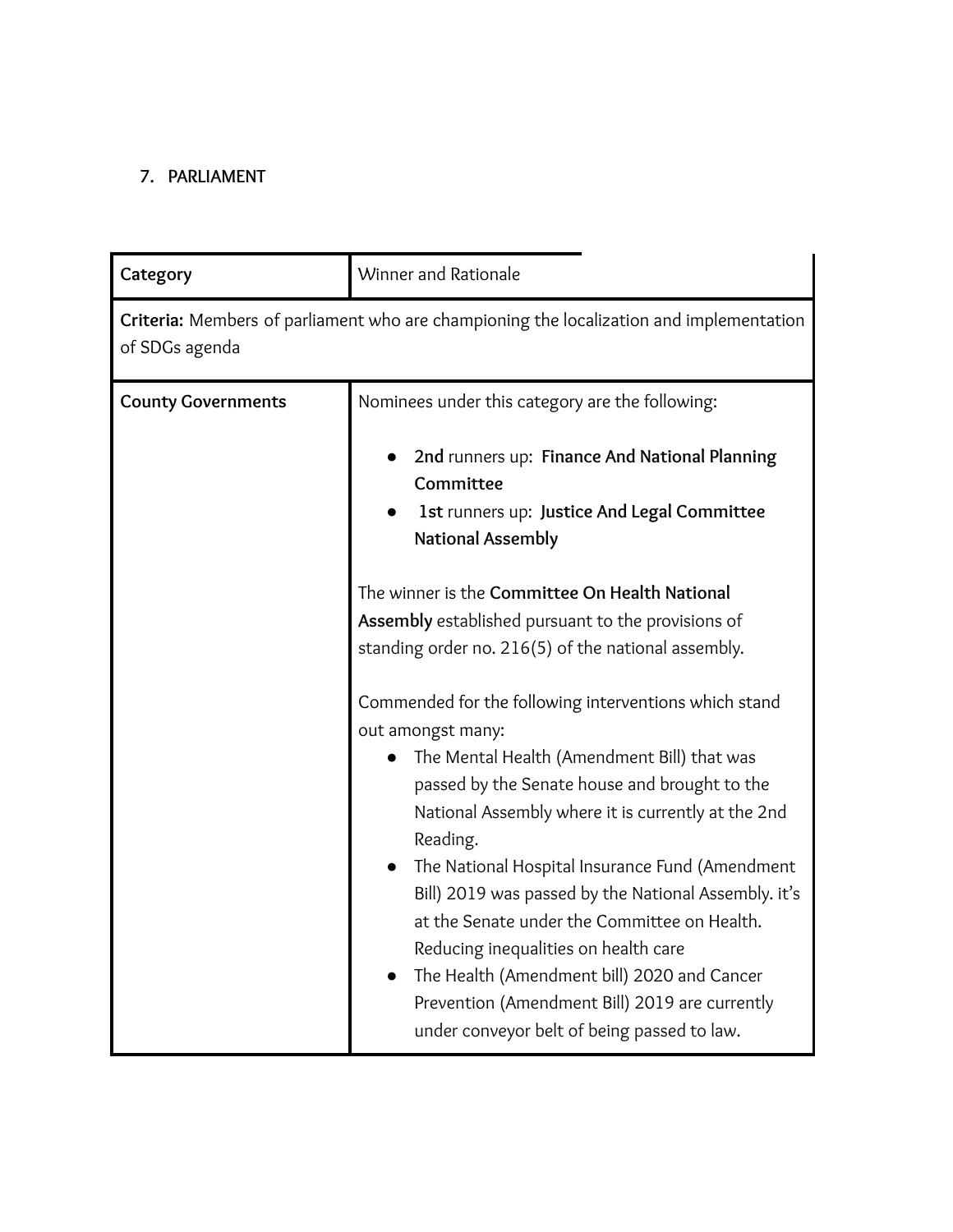7. PARLIAMENT

| Category | Winner and Rationale |
|---|---|
| **Criteria:** Members of parliament who are championing the localization and implementation of SDGs agenda | |
| **County Governments** | Nominees under this category are the following:<br><br>• **2nd** runners up: **Finance And National Planning Committee**<br>• **1st** runners up: **Justice And Legal Committee National Assembly**<br><br>The winner is the **Committee On Health National Assembly** established pursuant to the provisions of standing order no. 216(5) of the national assembly.<br><br>Commended for the following interventions which stand out amongst many:<br>• The Mental Health (Amendment Bill) that was passed by the Senate house and brought to the National Assembly where it is currently at the 2nd Reading.<br>• The National Hospital Insurance Fund (Amendment Bill) 2019 was passed by the National Assembly. it's at the Senate under the Committee on Health. Reducing inequalities on health care<br>• The Health (Amendment bill) 2020 and Cancer Prevention (Amendment Bill) 2019 are currently under conveyor belt of being passed to law. |